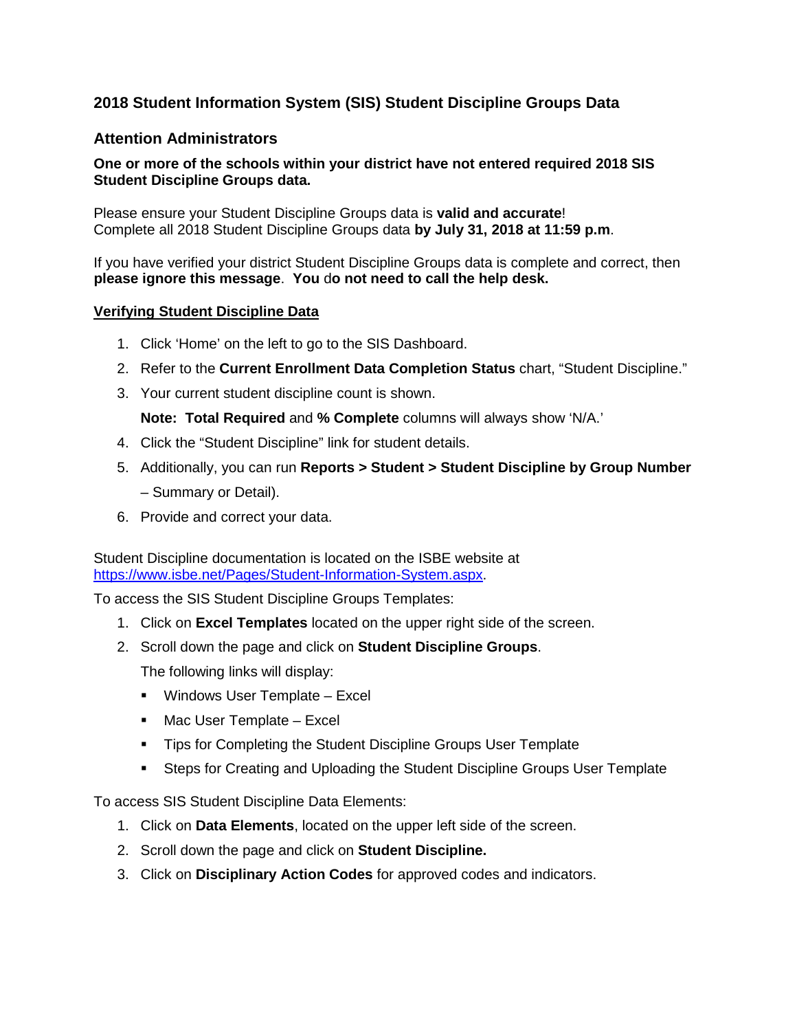# 2018 Student Information System (SIS) Student Discipline Groups Data

## Attention Administrators

**One or more of the schools within your district have not entered required 2018 SIS Student Discipline Groups data.**

Please ensure your Student Discipline Groups data is **valid and accurate**!
Complete all 2018 Student Discipline Groups data **by July 31, 2018 at 11:59 p.m**.

If you have verified your district Student Discipline Groups data is complete and correct, then **please ignore this message**. **You** d**o not need to call the help desk.**

**Verifying Student Discipline Data**

1. Click 'Home' on the left to go to the SIS Dashboard.
2. Refer to the **Current Enrollment Data Completion Status** chart, "Student Discipline."
3. Your current student discipline count is shown.

   **Note: Total Required** and **% Complete** columns will always show 'N/A.'
4. Click the "Student Discipline" link for student details.
5. Additionally, you can run **Reports > Student > Student Discipline by Group Number** – Summary or Detail).
6. Provide and correct your data.

Student Discipline documentation is located on the ISBE website at https://www.isbe.net/Pages/Student-Information-System.aspx.

To access the SIS Student Discipline Groups Templates:

1. Click on **Excel Templates** located on the upper right side of the screen.
2. Scroll down the page and click on **Student Discipline Groups**.

   The following links will display:
   - Windows User Template – Excel
   - Mac User Template – Excel
   - Tips for Completing the Student Discipline Groups User Template
   - Steps for Creating and Uploading the Student Discipline Groups User Template

To access SIS Student Discipline Data Elements:

1. Click on **Data Elements**, located on the upper left side of the screen.
2. Scroll down the page and click on **Student Discipline.**
3. Click on **Disciplinary Action Codes** for approved codes and indicators.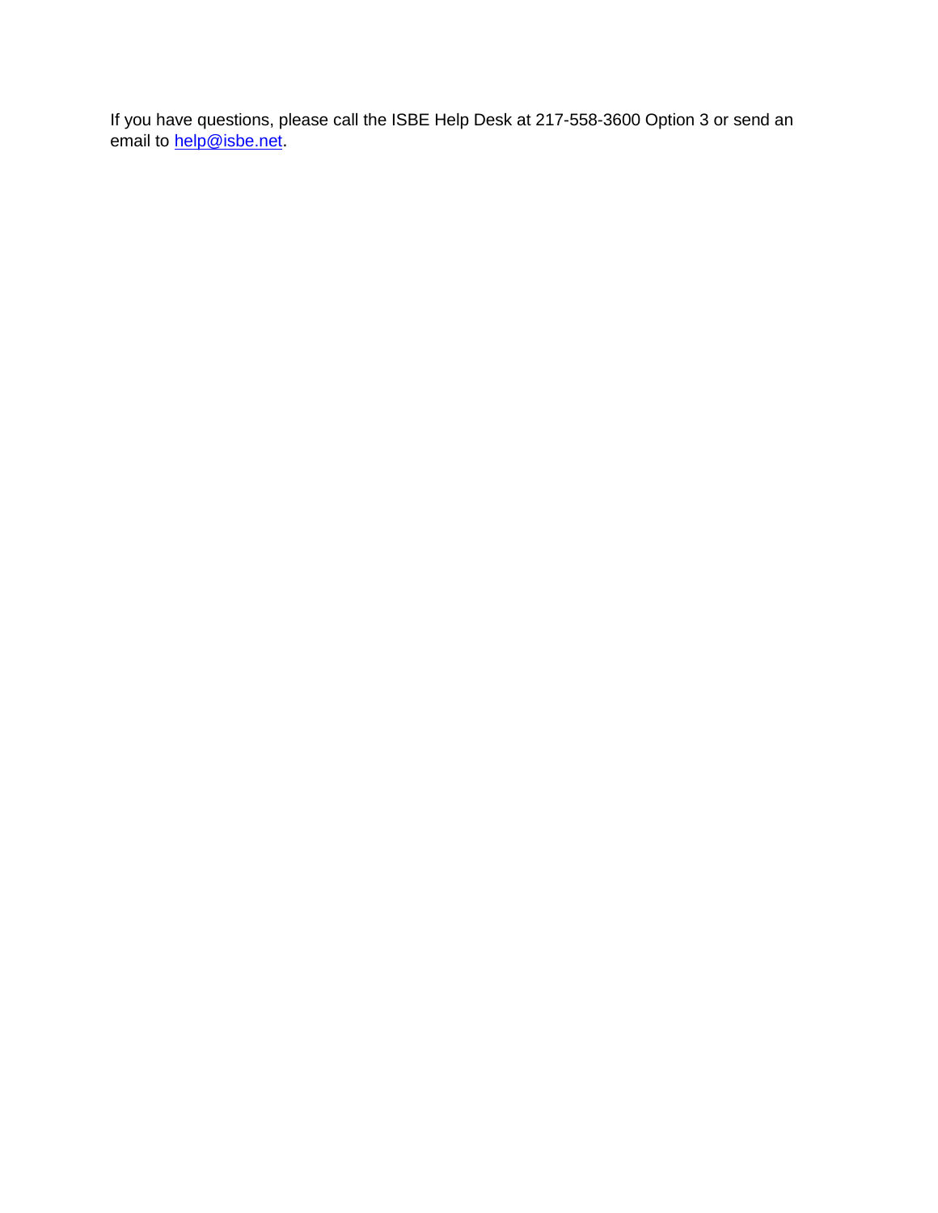If you have questions, please call the ISBE Help Desk at 217-558-3600 Option 3 or send an email to help@isbe.net.